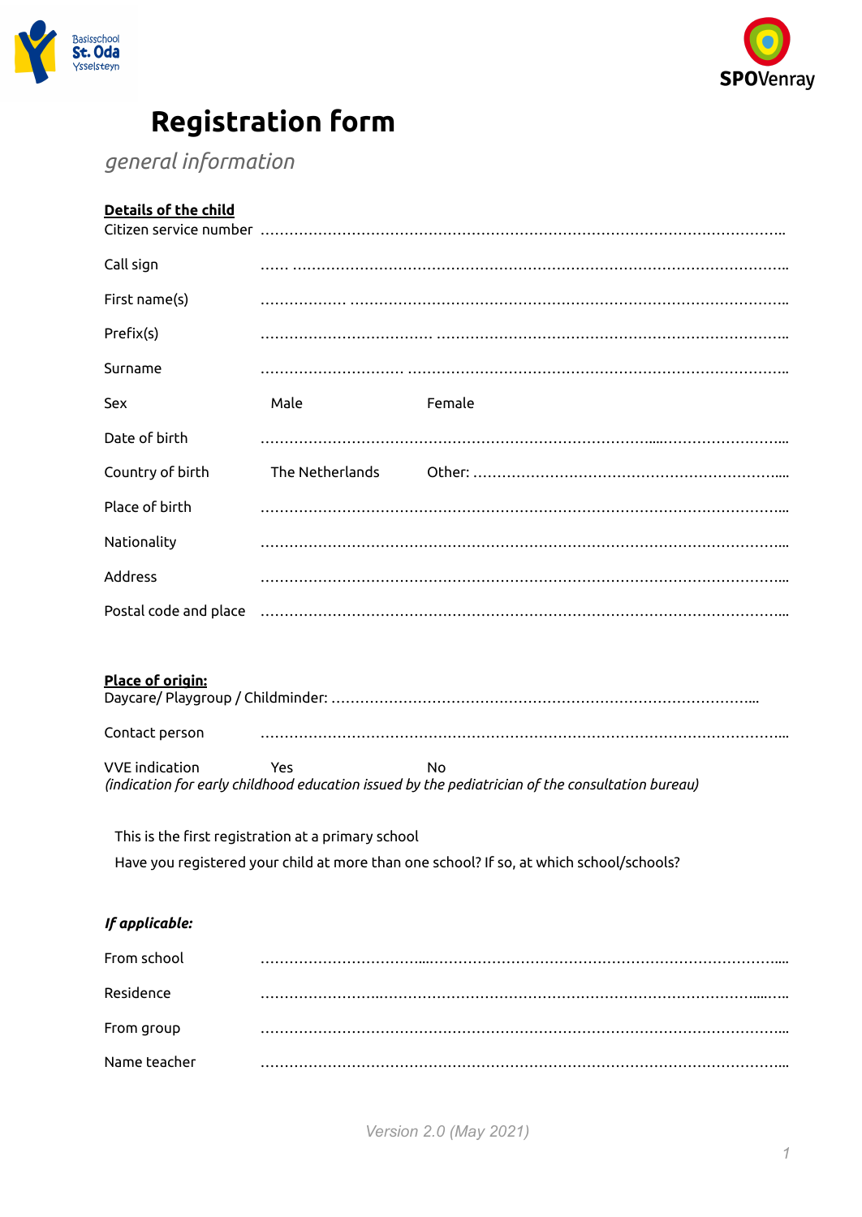Basisschool St. Oda Ysselsteyn

SPOVenray

# Registration form

*general information*

**Details of the child**

Citizen service number ………………………………………………………………………………………………..

Call sign …… ……………………………………………………………………………………..

First name(s) ……………… ………………………………………………………………………………..

Prefix(s) ……………………………… ………………………………………………………………..

Surname ………………………… ……………………………………………………………………..

Sex Male Female

Date of birth ………………………………………………………………………….………………………...

Country of birth The Netherlands Other: ……………………………………………………….....

Place of birth …………………………………………………………………………………………………...

Nationality …………………………………………………………………………………………………...

Address …………………………………………………………………………………………………...

Postal code and place …………………………………………………………………………………………………...

**Place of origin:**

Daycare/ Playgroup / Childminder: ……………………………………………………………………………...

Contact person …………………………………………………………………………………………………...

VVE indication Yes No

*(indication for early childhood education issued by the pediatrician of the consultation bureau)*

This is the first registration at a primary school

Have you registered your child at more than one school? If so, at which school/schools?

***If applicable:***

From school …………………………….....……………………………………………………………......

Residence ……………………..………………………………………………………………......…..

From group …………………………………………………………………………………………………...

Name teacher …………………………………………………………………………………………………...

*Version 2.0 (May 2021)*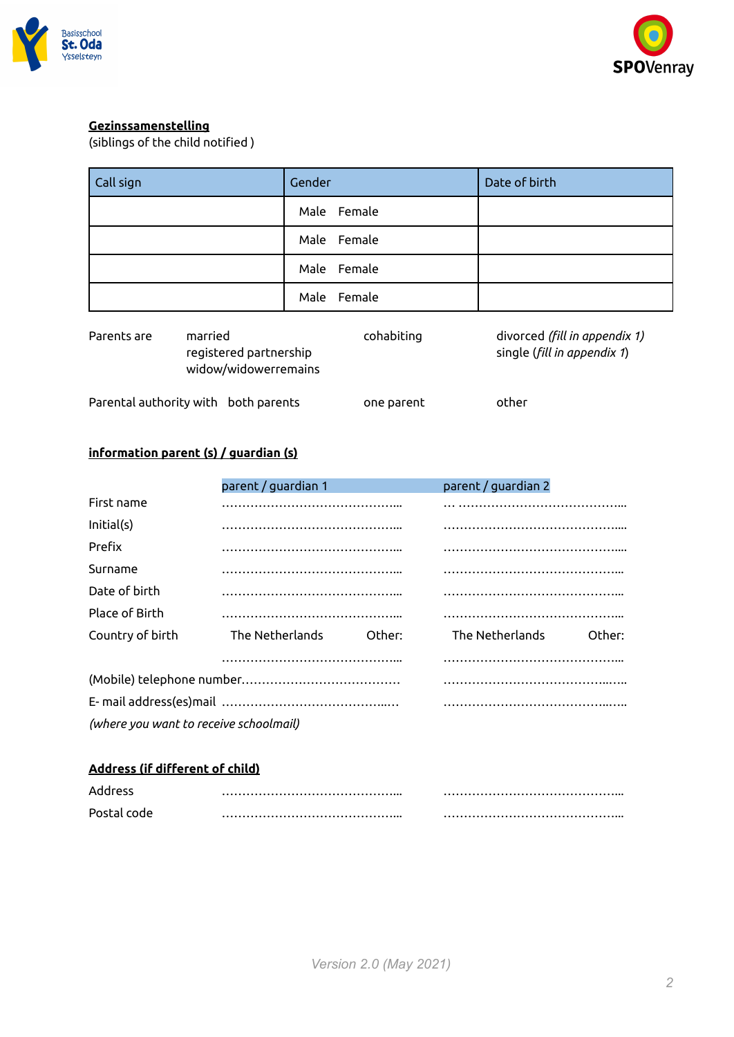**Gezinssamenstelling**
(siblings of the child notified )

| Call sign | Gender | Date of birth |
|---|---|---|
| | Male Female | |
| | Male Female | |
| | Male Female | |
| | Male Female | |

Parents are married cohabiting divorced *(fill in appendix 1)*
registered partnership single (*fill in appendix 1*)
widow/widowerremains

Parental authority with both parents one parent other

**information parent (s) / guardian (s)**

| | parent / guardian 1 | parent / guardian 2 |
|---|---|---|
| First name | ……………………………………... | … …………………………………... |
| Initial(s) | ……………………………………... | ……………………………………..... |
| Prefix | ……………………………………... | ……………………………………..... |
| Surname | ……………………………………... | ……………………………………... |
| Date of birth | ……………………………………... | ……………………………………... |
| Place of Birth | ……………………………………... | ……………………………………... |
| Country of birth | The Netherlands Other: | The Netherlands Other: |
| | ……………………………………... | ……………………………………... |
| (Mobile) telephone number | ……………………………… | ……………………………………..….. |
| E- mail address(es)mail | ………………………………..… | ……………………………………..….. |

*(where you want to receive schoolmail)*

**Address (if different of child)**

| | | |
|---|---|---|
| Address | ……………………………………... | ……………………………………... |
| Postal code | ……………………………………... | ……………………………………... |

Version 2.0 (May 2021)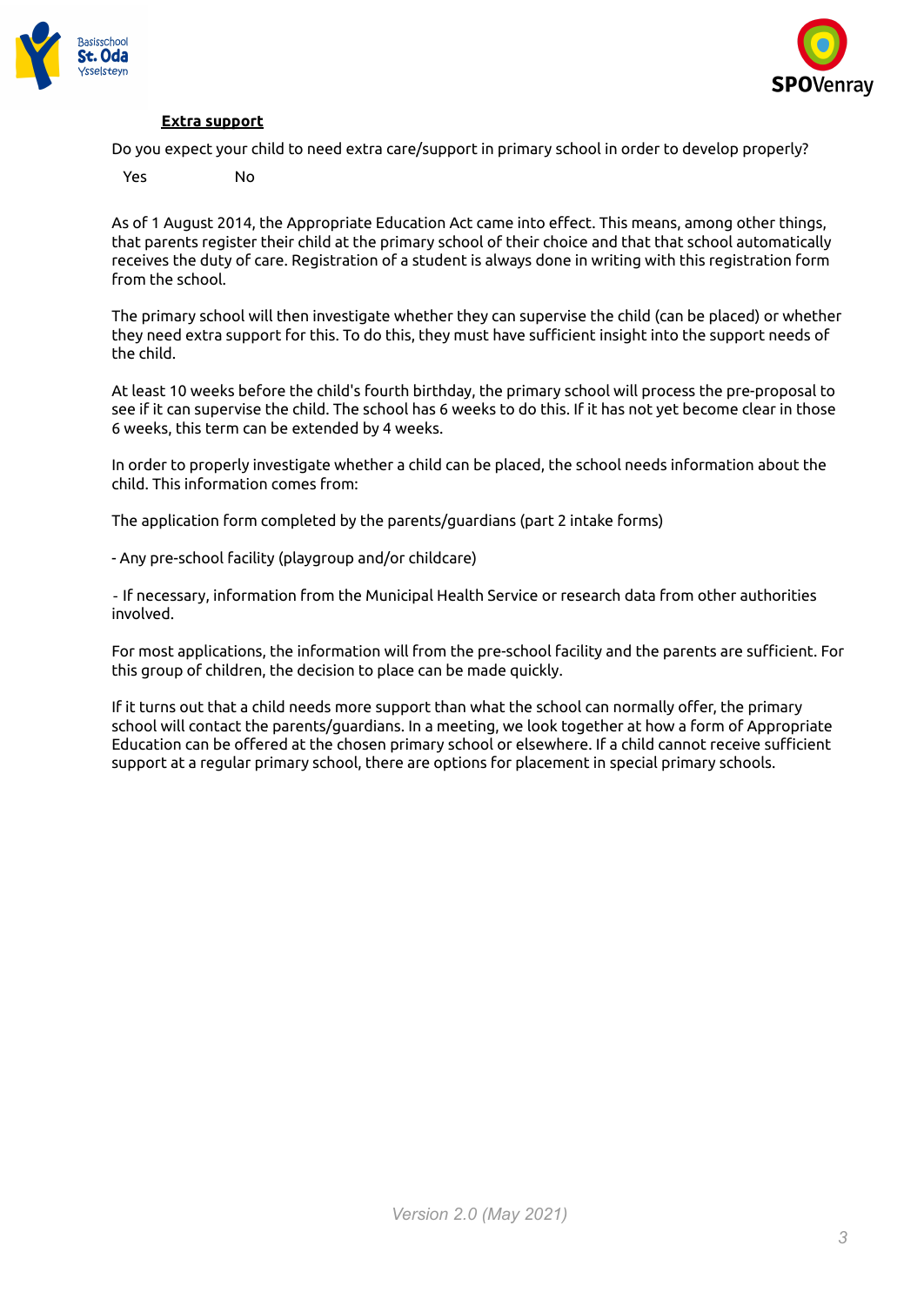**<u>Extra support</u>**

Do you expect your child to need extra care/support in primary school in order to develop properly?

Yes No

As of 1 August 2014, the Appropriate Education Act came into effect. This means, among other things, that parents register their child at the primary school of their choice and that that school automatically receives the duty of care. Registration of a student is always done in writing with this registration form from the school.

The primary school will then investigate whether they can supervise the child (can be placed) or whether they need extra support for this. To do this, they must have sufficient insight into the support needs of the child.

At least 10 weeks before the child's fourth birthday, the primary school will process the pre-proposal to see if it can supervise the child. The school has 6 weeks to do this. If it has not yet become clear in those 6 weeks, this term can be extended by 4 weeks.

In order to properly investigate whether a child can be placed, the school needs information about the child. This information comes from:

The application form completed by the parents/guardians (part 2 intake forms)

- Any pre-school facility (playgroup and/or childcare)

- If necessary, information from the Municipal Health Service or research data from other authorities involved.

For most applications, the information will from the pre-school facility and the parents are sufficient. For this group of children, the decision to place can be made quickly.

If it turns out that a child needs more support than what the school can normally offer, the primary school will contact the parents/guardians. In a meeting, we look together at how a form of Appropriate Education can be offered at the chosen primary school or elsewhere. If a child cannot receive sufficient support at a regular primary school, there are options for placement in special primary schools.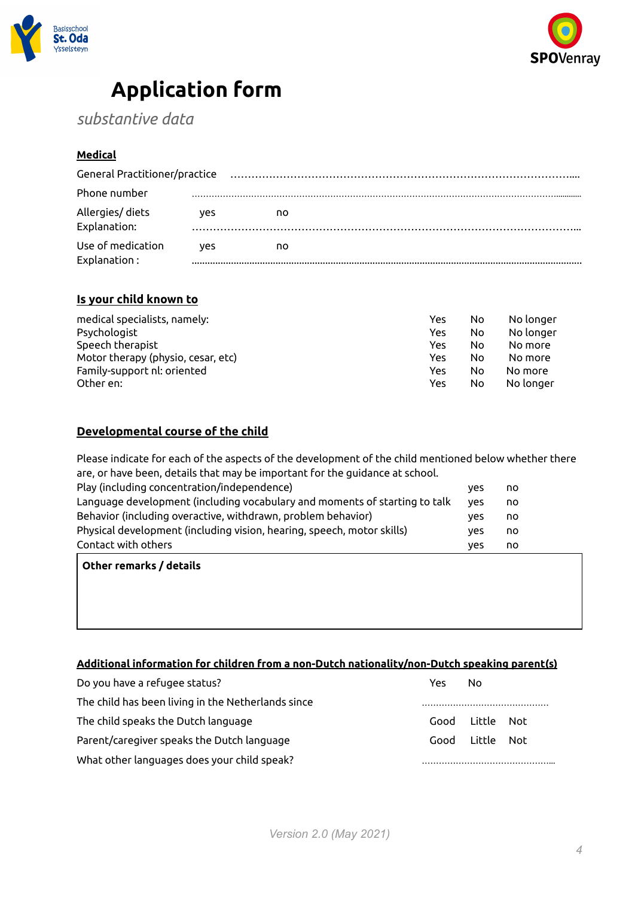# Application form

*substantive data*

**Medical**

General Practitioner/practice ……………………………………………………………………………………….

Phone number ……………………………………………………………………………………………………………

Allergies/ diets yes no
Explanation: ……………………………………………………………………………………………

Use of medication yes no
Explanation : ……………………………………………………………………………………………

**Is your child known to**

| | | | |
|---|---|---|---|
| medical specialists, namely: | Yes | No | No longer |
| Psychologist | Yes | No | No longer |
| Speech therapist | Yes | No | No more |
| Motor therapy (physio, cesar, etc) | Yes | No | No more |
| Family-support nl: oriented | Yes | No | No more |
| Other en: | Yes | No | No longer |

**Developmental course of the child**

Please indicate for each of the aspects of the development of the child mentioned below whether there are, or have been, details that may be important for the guidance at school.

| | | |
|---|---|---|
| Play (including concentration/independence) | yes | no |
| Language development (including vocabulary and moments of starting to talk | yes | no |
| Behavior (including overactive, withdrawn, problem behavior) | yes | no |
| Physical development (including vision, hearing, speech, motor skills) | yes | no |
| Contact with others | yes | no |

**Other remarks / details**

**Additional information for children from a non-Dutch nationality/non-Dutch speaking parent(s)**

| | | | |
|---|---|---|---|
| Do you have a refugee status? | Yes | No | |
| The child has been living in the Netherlands since | ……………………………………… | | |
| The child speaks the Dutch language | Good | Little | Not |
| Parent/caregiver speaks the Dutch language | Good | Little | Not |
| What other languages does your child speak? | ……………………………………… | | |

Version 2.0 (May 2021)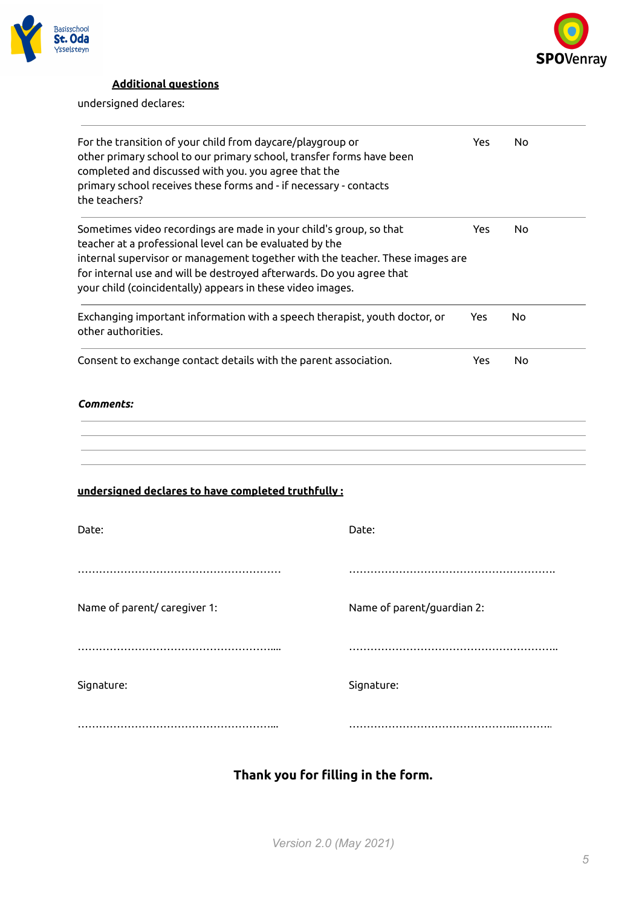**<u>Additional questions</u>**

undersigned declares:

| | | |
|---|---|---|
| For the transition of your child from daycare/playgroup or other primary school to our primary school, transfer forms have been completed and discussed with you. you agree that the primary school receives these forms and - if necessary - contacts the teachers? | Yes | No |
| Sometimes video recordings are made in your child's group, so that teacher at a professional level can be evaluated by the internal supervisor or management together with the teacher. These images are for internal use and will be destroyed afterwards. Do you agree that your child (coincidentally) appears in these video images. | Yes | No |
| Exchanging important information with a speech therapist, youth doctor, or other authorities. | Yes | No |
| Consent to exchange contact details with the parent association. | Yes | No |

***Comments:***

---

---

---

---

**<u>undersigned declares to have completed truthfully :</u>**

Date:

…………………………………………………

Name of parent/ caregiver 1:

…………………………………………………...

Signature:

…………………………………………………...

Date:

…………………………………………………..

Name of parent/guardian 2:

…………………………………………………..

Signature:

…………………………………………...……..

**Thank you for filling in the form.**

*Version 2.0 (May 2021)*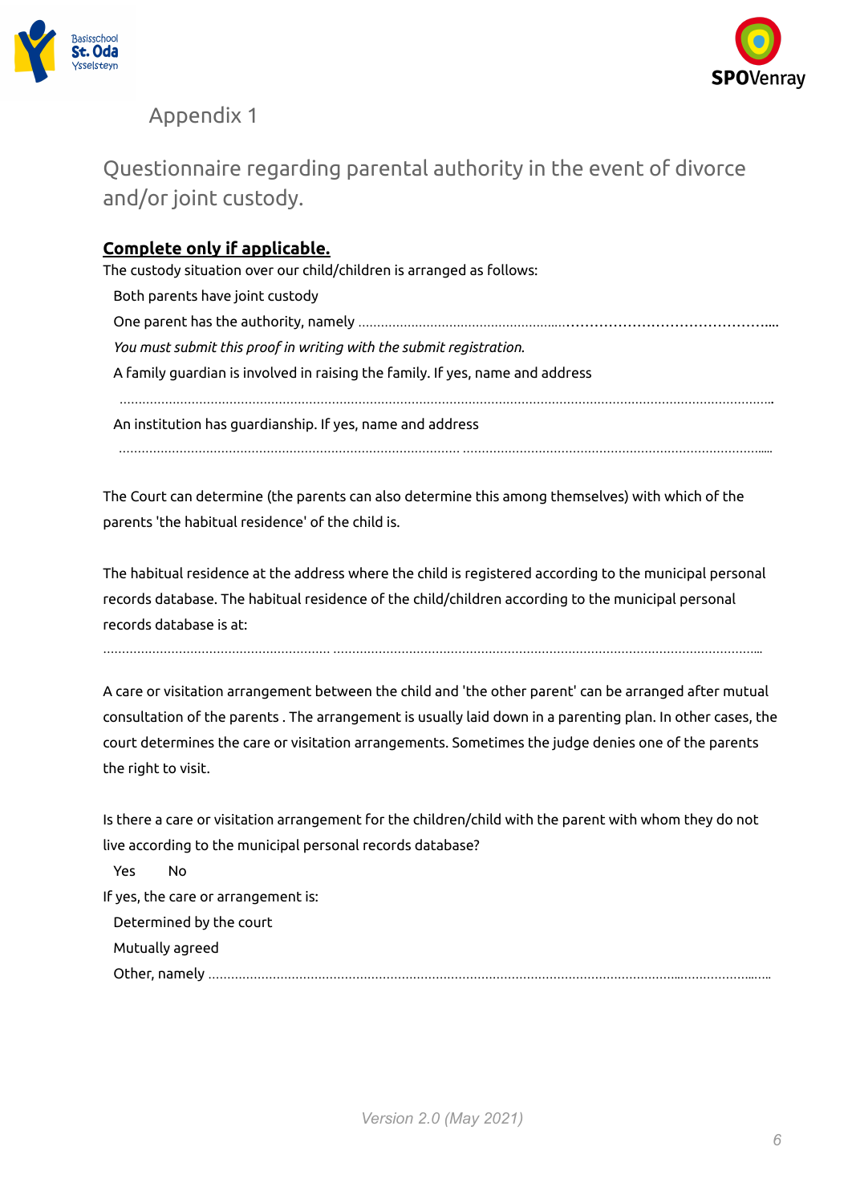Appendix 1

# Questionnaire regarding parental authority in the event of divorce and/or joint custody.

**Complete only if applicable.**

The custody situation over our child/children is arranged as follows:

- Both parents have joint custody
- One parent has the authority, namely ………………………………………………………………………………………...

  *You must submit this proof in writing with the submit registration.*
- A family guardian is involved in raising the family. If yes, name and address

  ……………………………………………………………………………………………………………………………………………………

- An institution has guardianship. If yes, name and address

  ……………………………………………………………………………… ……………………………………………………………………...

The Court can determine (the parents can also determine this among themselves) with which of the parents 'the habitual residence' of the child is.

The habitual residence at the address where the child is registered according to the municipal personal records database. The habitual residence of the child/children according to the municipal personal records database is at:

……………………………………………………… ………………………………………………………………………………………………...

A care or visitation arrangement between the child and 'the other parent' can be arranged after mutual consultation of the parents . The arrangement is usually laid down in a parenting plan. In other cases, the court determines the care or visitation arrangements. Sometimes the judge denies one of the parents the right to visit.

Is there a care or visitation arrangement for the children/child with the parent with whom they do not live according to the municipal personal records database?

- Yes
- No

If yes, the care or arrangement is:

- Determined by the court
- Mutually agreed
- Other, namely ……………………………………………………………………………………………………………………………….

*Version 2.0 (May 2021)*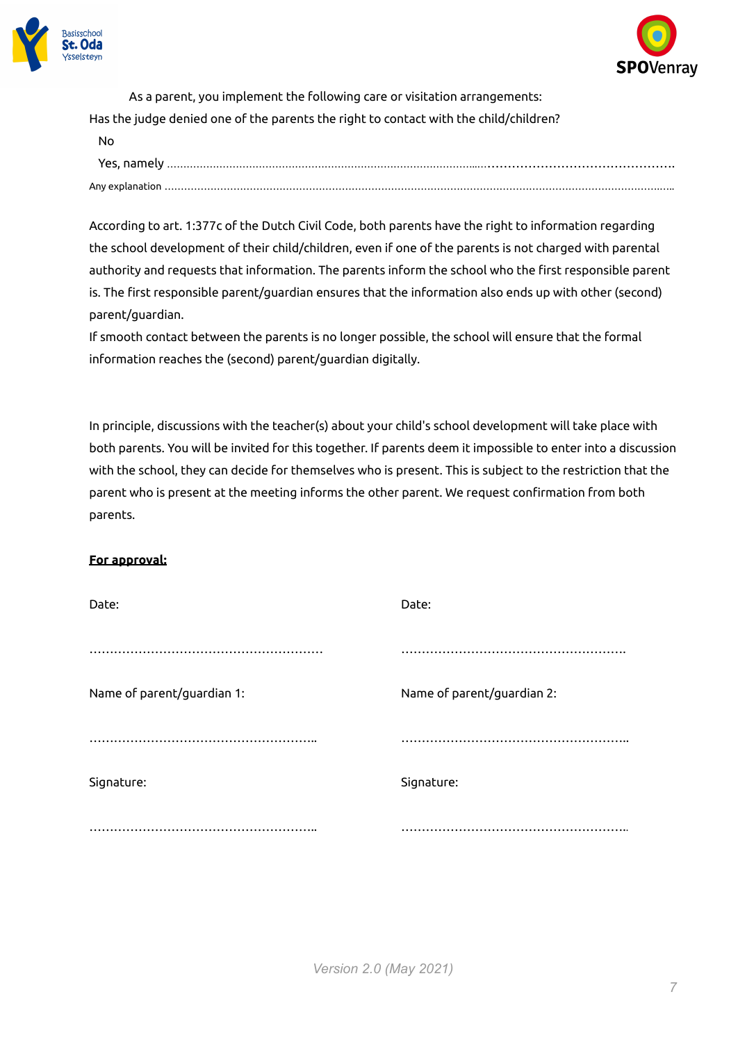As a parent, you implement the following care or visitation arrangements:

Has the judge denied one of the parents the right to contact with the child/children?

No

Yes, namely ……………………………………………………………………………………………………………………

Any explanation ……………………………………………………………………………………………………………………

According to art. 1:377c of the Dutch Civil Code, both parents have the right to information regarding the school development of their child/children, even if one of the parents is not charged with parental authority and requests that information. The parents inform the school who the first responsible parent is. The first responsible parent/guardian ensures that the information also ends up with other (second) parent/guardian.

If smooth contact between the parents is no longer possible, the school will ensure that the formal information reaches the (second) parent/guardian digitally.

In principle, discussions with the teacher(s) about your child's school development will take place with both parents. You will be invited for this together. If parents deem it impossible to enter into a discussion with the school, they can decide for themselves who is present. This is subject to the restriction that the parent who is present at the meeting informs the other parent. We request confirmation from both parents.

**For approval:**

| | |
|---|---|
| Date: | Date: |
| ………………………………………………… | ………………………………………………… |
| Name of parent/guardian 1: | Name of parent/guardian 2: |
| ………………………………………………… | ………………………………………………… |
| Signature: | Signature: |
| ………………………………………………… | ………………………………………………… |

*Version 2.0 (May 2021)*